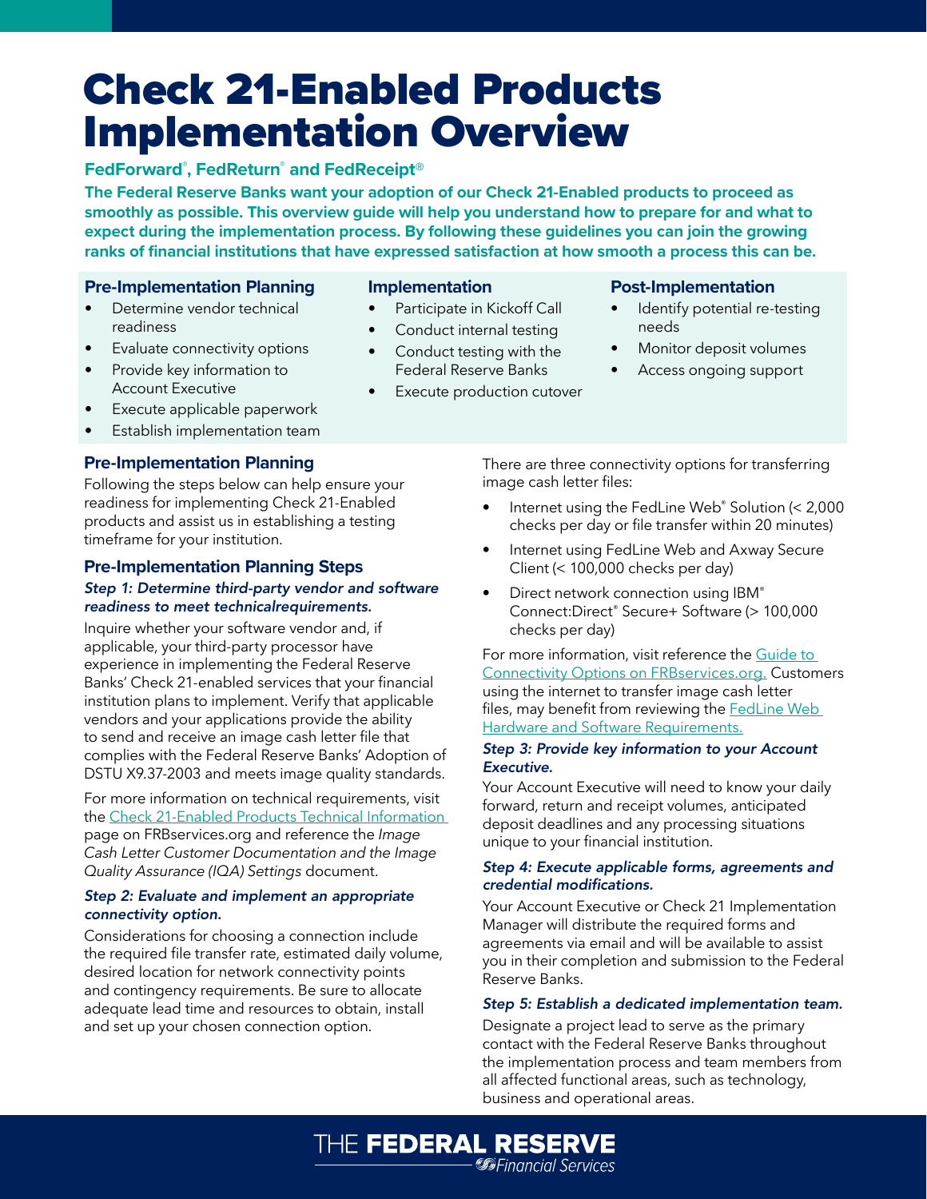# Check 21-Enabled Products Implementation Overview

**FedForward®, FedReturn® and FedReceipt®**

**The Federal Reserve Banks want your adoption of our Check 21-Enabled products to proceed as smoothly as possible. This overview guide will help you understand how to prepare for and what to expect during the implementation process. By following these guidelines you can join the growing ranks of financial institutions that have expressed satisfaction at how smooth a process this can be.**

### Pre-Implementation Planning

- Determine vendor technical readiness
- Evaluate connectivity options
- Provide key information to Account Executive
- Execute applicable paperwork
- Establish implementation team

### Implementation

- Participate in Kickoff Call
- Conduct internal testing
- Conduct testing with the Federal Reserve Banks
- Execute production cutover

### Post-Implementation

- Identify potential re-testing needs
- Monitor deposit volumes
- Access ongoing support

## Pre-Implementation Planning

Following the steps below can help ensure your readiness for implementing Check 21-Enabled products and assist us in establishing a testing timeframe for your institution.

## Pre-Implementation Planning Steps

***Step 1: Determine third-party vendor and software readiness to meet technicalrequirements.***

Inquire whether your software vendor and, if applicable, your third-party processor have experience in implementing the Federal Reserve Banks' Check 21-enabled services that your financial institution plans to implement. Verify that applicable vendors and your applications provide the ability to send and receive an image cash letter file that complies with the Federal Reserve Banks' Adoption of DSTU X9.37-2003 and meets image quality standards.

For more information on technical requirements, visit the Check 21-Enabled Products Technical Information page on FRBservices.org and reference the *Image Cash Letter Customer Documentation and the Image Quality Assurance (IQA) Settings* document.

***Step 2: Evaluate and implement an appropriate connectivity option.***

Considerations for choosing a connection include the required file transfer rate, estimated daily volume, desired location for network connectivity points and contingency requirements. Be sure to allocate adequate lead time and resources to obtain, install and set up your chosen connection option.

There are three connectivity options for transferring image cash letter files:

- Internet using the FedLine Web® Solution (< 2,000 checks per day or file transfer within 20 minutes)
- Internet using FedLine Web and Axway Secure Client (< 100,000 checks per day)
- Direct network connection using IBM® Connect:Direct® Secure+ Software (> 100,000 checks per day)

For more information, visit reference the Guide to Connectivity Options on FRBservices.org. Customers using the internet to transfer image cash letter files, may benefit from reviewing the FedLine Web Hardware and Software Requirements.

***Step 3: Provide key information to your Account Executive.***

Your Account Executive will need to know your daily forward, return and receipt volumes, anticipated deposit deadlines and any processing situations unique to your financial institution.

***Step 4: Execute applicable forms, agreements and credential modifications.***

Your Account Executive or Check 21 Implementation Manager will distribute the required forms and agreements via email and will be available to assist you in their completion and submission to the Federal Reserve Banks.

***Step 5: Establish a dedicated implementation team.***

Designate a project lead to serve as the primary contact with the Federal Reserve Banks throughout the implementation process and team members from all affected functional areas, such as technology, business and operational areas.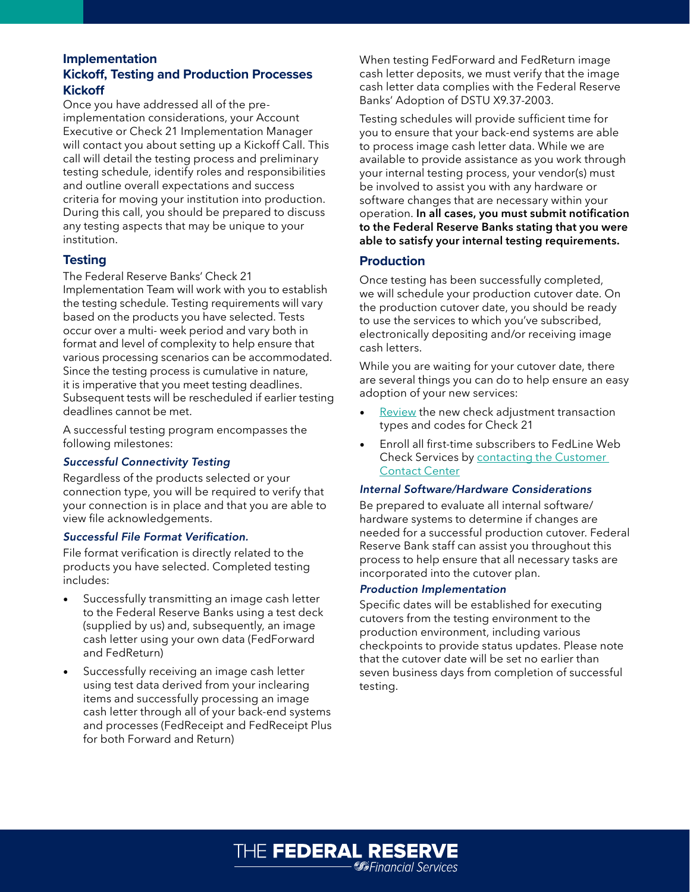## Implementation

## Kickoff, Testing and Production Processes

### Kickoff

Once you have addressed all of the pre-implementation considerations, your Account Executive or Check 21 Implementation Manager will contact you about setting up a Kickoff Call. This call will detail the testing process and preliminary testing schedule, identify roles and responsibilities and outline overall expectations and success criteria for moving your institution into production. During this call, you should be prepared to discuss any testing aspects that may be unique to your institution.

### Testing

The Federal Reserve Banks' Check 21 Implementation Team will work with you to establish the testing schedule. Testing requirements will vary based on the products you have selected. Tests occur over a multi- week period and vary both in format and level of complexity to help ensure that various processing scenarios can be accommodated. Since the testing process is cumulative in nature, it is imperative that you meet testing deadlines. Subsequent tests will be rescheduled if earlier testing deadlines cannot be met.

A successful testing program encompasses the following milestones:

#### *Successful Connectivity Testing*

Regardless of the products selected or your connection type, you will be required to verify that your connection is in place and that you are able to view file acknowledgements.

#### *Successful File Format Verification.*

File format verification is directly related to the products you have selected. Completed testing includes:

- Successfully transmitting an image cash letter to the Federal Reserve Banks using a test deck (supplied by us) and, subsequently, an image cash letter using your own data (FedForward and FedReturn)
- Successfully receiving an image cash letter using test data derived from your inclearing items and successfully processing an image cash letter through all of your back-end systems and processes (FedReceipt and FedReceipt Plus for both Forward and Return)

When testing FedForward and FedReturn image cash letter deposits, we must verify that the image cash letter data complies with the Federal Reserve Banks' Adoption of DSTU X9.37-2003.

Testing schedules will provide sufficient time for you to ensure that your back-end systems are able to process image cash letter data. While we are available to provide assistance as you work through your internal testing process, your vendor(s) must be involved to assist you with any hardware or software changes that are necessary within your operation. **In all cases, you must submit notification to the Federal Reserve Banks stating that you were able to satisfy your internal testing requirements.**

### Production

Once testing has been successfully completed, we will schedule your production cutover date. On the production cutover date, you should be ready to use the services to which you've subscribed, electronically depositing and/or receiving image cash letters.

While you are waiting for your cutover date, there are several things you can do to help ensure an easy adoption of your new services:

- Review the new check adjustment transaction types and codes for Check 21
- Enroll all first-time subscribers to FedLine Web Check Services by contacting the Customer Contact Center

#### *Internal Software/Hardware Considerations*

Be prepared to evaluate all internal software/hardware systems to determine if changes are needed for a successful production cutover. Federal Reserve Bank staff can assist you throughout this process to help ensure that all necessary tasks are incorporated into the cutover plan.

#### *Production Implementation*

Specific dates will be established for executing cutovers from the testing environment to the production environment, including various checkpoints to provide status updates. Please note that the cutover date will be set no earlier than seven business days from completion of successful testing.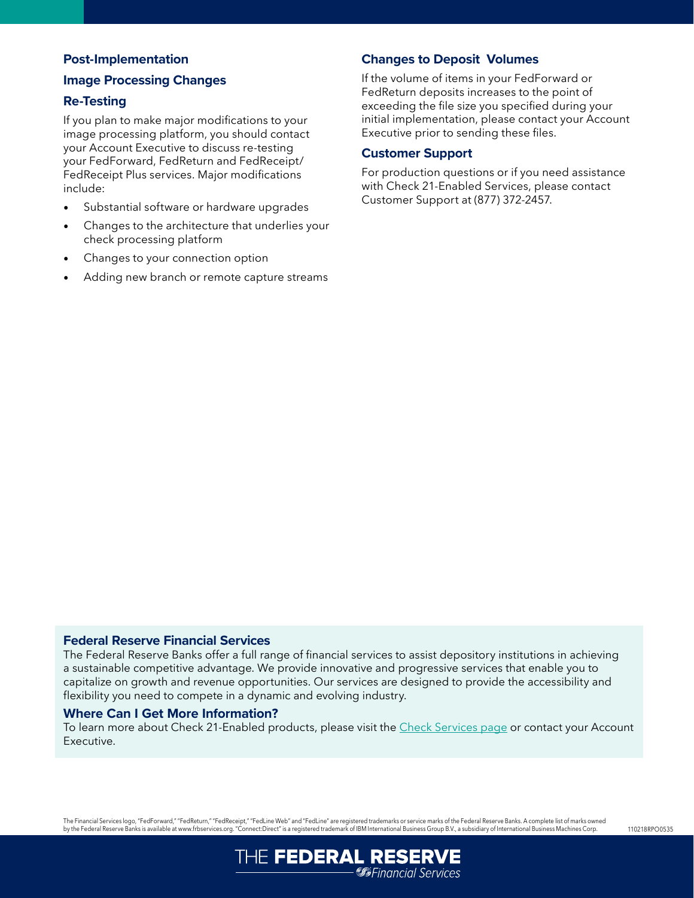## Post-Implementation

### Image Processing Changes

### Re-Testing

If you plan to make major modifications to your image processing platform, you should contact your Account Executive to discuss re-testing your FedForward, FedReturn and FedReceipt/FedReceipt Plus services. Major modifications include:

- Substantial software or hardware upgrades
- Changes to the architecture that underlies your check processing platform
- Changes to your connection option
- Adding new branch or remote capture streams

### Changes to Deposit Volumes

If the volume of items in your FedForward or FedReturn deposits increases to the point of exceeding the file size you specified during your initial implementation, please contact your Account Executive prior to sending these files.

### Customer Support

For production questions or if you need assistance with Check 21-Enabled Services, please contact Customer Support at (877) 372-2457.

### Federal Reserve Financial Services

The Federal Reserve Banks offer a full range of financial services to assist depository institutions in achieving a sustainable competitive advantage. We provide innovative and progressive services that enable you to capitalize on growth and revenue opportunities. Our services are designed to provide the accessibility and flexibility you need to compete in a dynamic and evolving industry.

### Where Can I Get More Information?

To learn more about Check 21-Enabled products, please visit the Check Services page or contact your Account Executive.

The Financial Services logo, "FedForward," "FedReturn," "FedReceipt," "FedLine Web" and "FedLine" are registered trademarks or service marks of the Federal Reserve Banks. A complete list of marks owned by the Federal Reserve Banks is available at www.frbservices.org. "Connect:Direct" is a registered trademark of IBM International Business Group B.V., a subsidiary of International Business Machines Corp.

110218RPO0535

THE FEDERAL RESERVE Financial Services